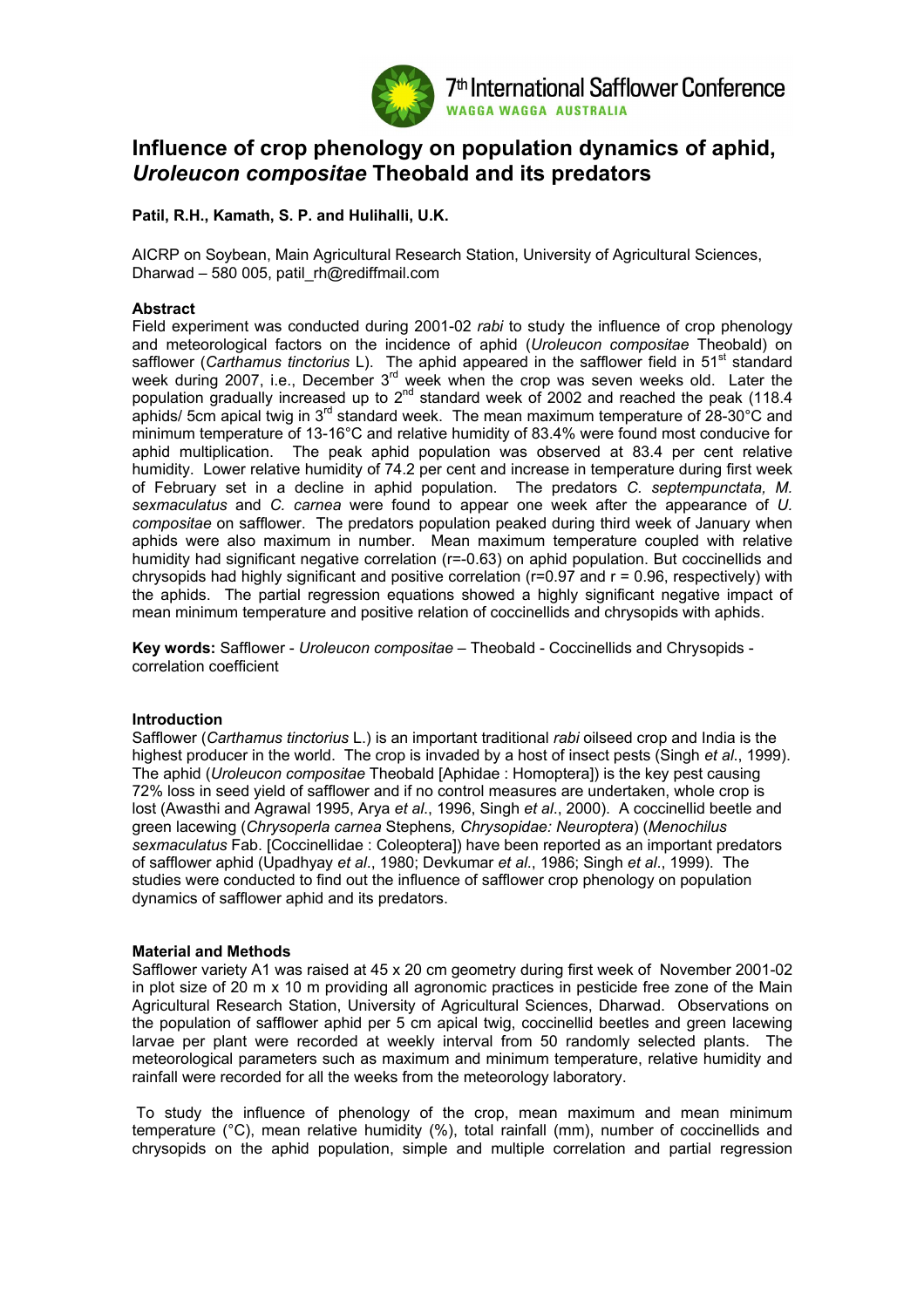# Influence of crop phenology on population dynamics of aphid, *Uroleucon compositae* Theobald and its predators

**Patil, R.H., Kamath, S. P. and Hulihalli, U.K.**

AICRP on Soybean, Main Agricultural Research Station, University of Agricultural Sciences, Dharwad – 580 005, patil_rh@rediffmail.com

## Abstract

Field experiment was conducted during 2001-02 *rabi* to study the influence of crop phenology and meteorological factors on the incidence of aphid (*Uroleucon compositae* Theobald) on safflower (*Carthamus tinctorius* L). The aphid appeared in the safflower field in 51st standard week during 2007, i.e., December 3rd week when the crop was seven weeks old. Later the population gradually increased up to 2nd standard week of 2002 and reached the peak (118.4 aphids/ 5cm apical twig in 3rd standard week. The mean maximum temperature of 28-30°C and minimum temperature of 13-16°C and relative humidity of 83.4% were found most conducive for aphid multiplication. The peak aphid population was observed at 83.4 per cent relative humidity. Lower relative humidity of 74.2 per cent and increase in temperature during first week of February set in a decline in aphid population. The predators *C. septempunctata, M. sexmaculatus* and *C. carnea* were found to appear one week after the appearance of *U. compositae* on safflower. The predators population peaked during third week of January when aphids were also maximum in number. Mean maximum temperature coupled with relative humidity had significant negative correlation (r=-0.63) on aphid population. But coccinellids and chrysopids had highly significant and positive correlation (r=0.97 and r = 0.96, respectively) with the aphids. The partial regression equations showed a highly significant negative impact of mean minimum temperature and positive relation of coccinellids and chrysopids with aphids.

**Key words:** Safflower - *Uroleucon compositae* – Theobald - Coccinellids and Chrysopids - correlation coefficient

## Introduction

Safflower (*Carthamus tinctorius* L.) is an important traditional *rabi* oilseed crop and India is the highest producer in the world. The crop is invaded by a host of insect pests (Singh *et al*., 1999). The aphid (*Uroleucon compositae* Theobald [Aphidae : Homoptera]) is the key pest causing 72% loss in seed yield of safflower and if no control measures are undertaken, whole crop is lost (Awasthi and Agrawal 1995, Arya *et al*., 1996, Singh *et al*., 2000). A coccinellid beetle and green lacewing (*Chrysoperla carnea* Stephens*, Chrysopidae: Neuroptera*) (*Menochilus sexmaculatus* Fab. [Coccinellidae : Coleoptera]) have been reported as an important predators of safflower aphid (Upadhyay *et al*., 1980; Devkumar *et al*., 1986; Singh *et al*., 1999). The studies were conducted to find out the influence of safflower crop phenology on population dynamics of safflower aphid and its predators.

## Material and Methods

Safflower variety A1 was raised at 45 x 20 cm geometry during first week of November 2001-02 in plot size of 20 m x 10 m providing all agronomic practices in pesticide free zone of the Main Agricultural Research Station, University of Agricultural Sciences, Dharwad. Observations on the population of safflower aphid per 5 cm apical twig, coccinellid beetles and green lacewing larvae per plant were recorded at weekly interval from 50 randomly selected plants. The meteorological parameters such as maximum and minimum temperature, relative humidity and rainfall were recorded for all the weeks from the meteorology laboratory.

To study the influence of phenology of the crop, mean maximum and mean minimum temperature (°C), mean relative humidity (%), total rainfall (mm), number of coccinellids and chrysopids on the aphid population, simple and multiple correlation and partial regression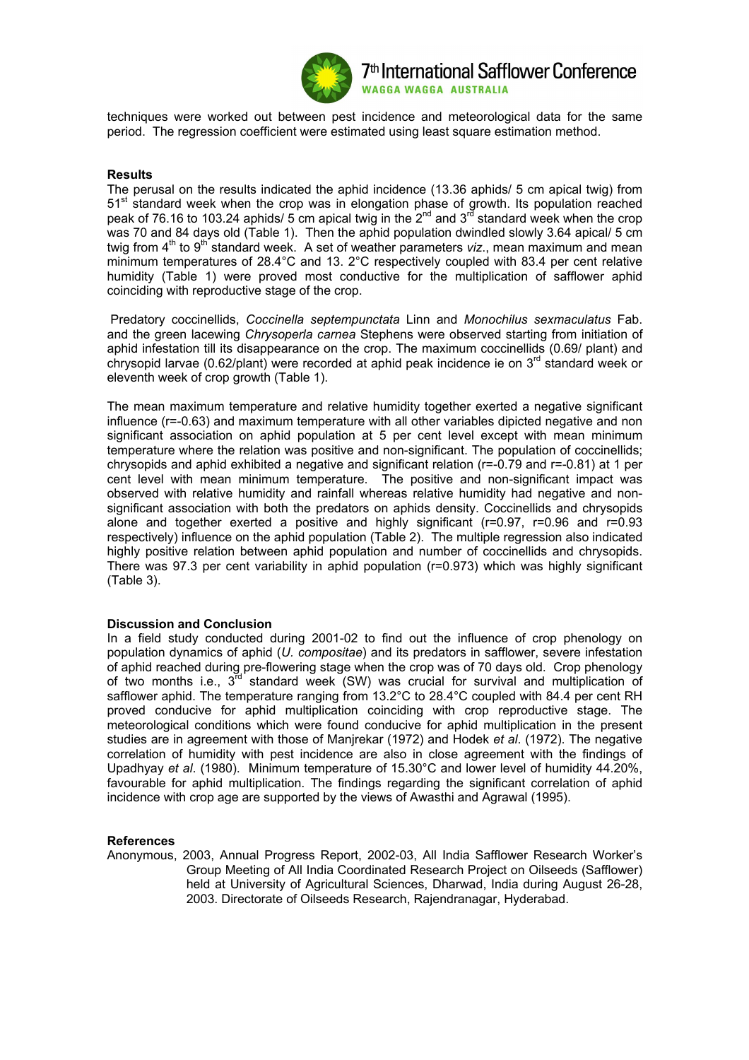techniques were worked out between pest incidence and meteorological data for the same period. The regression coefficient were estimated using least square estimation method.

## Results

The perusal on the results indicated the aphid incidence (13.36 aphids/ 5 cm apical twig) from 51st standard week when the crop was in elongation phase of growth. Its population reached peak of 76.16 to 103.24 aphids/ 5 cm apical twig in the 2nd and 3rd standard week when the crop was 70 and 84 days old (Table 1). Then the aphid population dwindled slowly 3.64 apical/ 5 cm twig from 4th to 9th standard week. A set of weather parameters *viz*., mean maximum and mean minimum temperatures of 28.4°C and 13. 2°C respectively coupled with 83.4 per cent relative humidity (Table 1) were proved most conductive for the multiplication of safflower aphid coinciding with reproductive stage of the crop.

Predatory coccinellids, *Coccinella septempunctata* Linn and *Monochilus sexmaculatus* Fab. and the green lacewing *Chrysoperla carnea* Stephens were observed starting from initiation of aphid infestation till its disappearance on the crop. The maximum coccinellids (0.69/ plant) and chrysopid larvae (0.62/plant) were recorded at aphid peak incidence ie on 3rd standard week or eleventh week of crop growth (Table 1).

The mean maximum temperature and relative humidity together exerted a negative significant influence (r=-0.63) and maximum temperature with all other variables dipicted negative and non significant association on aphid population at 5 per cent level except with mean minimum temperature where the relation was positive and non-significant. The population of coccinellids; chrysopids and aphid exhibited a negative and significant relation (r=-0.79 and r=-0.81) at 1 per cent level with mean minimum temperature. The positive and non-significant impact was observed with relative humidity and rainfall whereas relative humidity had negative and non-significant association with both the predators on aphids density. Coccinellids and chrysopids alone and together exerted a positive and highly significant (r=0.97, r=0.96 and r=0.93 respectively) influence on the aphid population (Table 2). The multiple regression also indicated highly positive relation between aphid population and number of coccinellids and chrysopids. There was 97.3 per cent variability in aphid population (r=0.973) which was highly significant (Table 3).

## Discussion and Conclusion

In a field study conducted during 2001-02 to find out the influence of crop phenology on population dynamics of aphid (*U. compositae*) and its predators in safflower, severe infestation of aphid reached during pre-flowering stage when the crop was of 70 days old. Crop phenology of two months i.e., 3rd standard week (SW) was crucial for survival and multiplication of safflower aphid. The temperature ranging from 13.2°C to 28.4°C coupled with 84.4 per cent RH proved conducive for aphid multiplication coinciding with crop reproductive stage. The meteorological conditions which were found conducive for aphid multiplication in the present studies are in agreement with those of Manjrekar (1972) and Hodek *et al*. (1972). The negative correlation of humidity with pest incidence are also in close agreement with the findings of Upadhyay *et al*. (1980). Minimum temperature of 15.30°C and lower level of humidity 44.20%, favourable for aphid multiplication. The findings regarding the significant correlation of aphid incidence with crop age are supported by the views of Awasthi and Agrawal (1995).

## References

Anonymous, 2003, Annual Progress Report, 2002-03, All India Safflower Research Worker's Group Meeting of All India Coordinated Research Project on Oilseeds (Safflower) held at University of Agricultural Sciences, Dharwad, India during August 26-28, 2003. Directorate of Oilseeds Research, Rajendranagar, Hyderabad.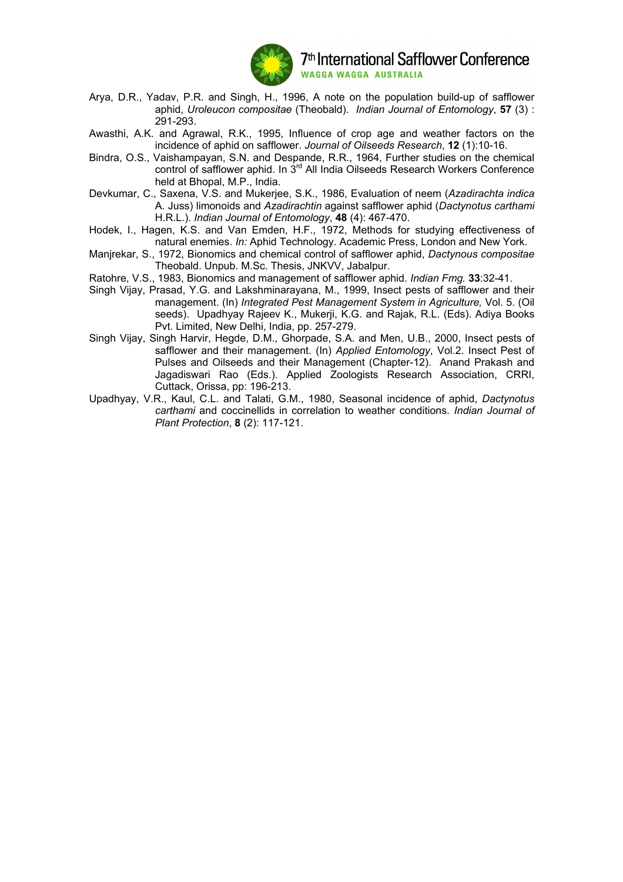Arya, D.R., Yadav, P.R. and Singh, H., 1996, A note on the population build-up of safflower aphid, *Uroleucon compositae* (Theobald). *Indian Journal of Entomology*, **57** (3) : 291-293.

Awasthi, A.K. and Agrawal, R.K., 1995, Influence of crop age and weather factors on the incidence of aphid on safflower. *Journal of Oilseeds Research*, **12** (1):10-16.

Bindra, O.S., Vaishampayan, S.N. and Despande, R.R., 1964, Further studies on the chemical control of safflower aphid. In 3rd All India Oilseeds Research Workers Conference held at Bhopal, M.P., India.

Devkumar, C., Saxena, V.S. and Mukerjee, S.K., 1986, Evaluation of neem (*Azadirachta indica* A. Juss) limonoids and *Azadirachtin* against safflower aphid (*Dactynotus carthami* H.R.L.). *Indian Journal of Entomology*, **48** (4): 467-470.

Hodek, I., Hagen, K.S. and Van Emden, H.F., 1972, Methods for studying effectiveness of natural enemies. *In:* Aphid Technology. Academic Press, London and New York.

Manjrekar, S., 1972, Bionomics and chemical control of safflower aphid, *Dactynous compositae* Theobald. Unpub. M.Sc. Thesis, JNKVV, Jabalpur.

Ratohre, V.S., 1983, Bionomics and management of safflower aphid. *Indian Fmg.* **33**:32-41.

Singh Vijay, Prasad, Y.G. and Lakshminarayana, M., 1999, Insect pests of safflower and their management. (In) *Integrated Pest Management System in Agriculture,* Vol. 5. (Oil seeds). Upadhyay Rajeev K., Mukerji, K.G. and Rajak, R.L. (Eds). Adiya Books Pvt. Limited, New Delhi, India, pp. 257-279.

Singh Vijay, Singh Harvir, Hegde, D.M., Ghorpade, S.A. and Men, U.B., 2000, Insect pests of safflower and their management. (In) *Applied Entomology*, Vol.2. Insect Pest of Pulses and Oilseeds and their Management (Chapter-12). Anand Prakash and Jagadiswari Rao (Eds.). Applied Zoologists Research Association, CRRI, Cuttack, Orissa, pp: 196-213.

Upadhyay, V.R., Kaul, C.L. and Talati, G.M., 1980, Seasonal incidence of aphid, *Dactynotus carthami* and coccinellids in correlation to weather conditions. *Indian Journal of Plant Protection*, **8** (2): 117-121.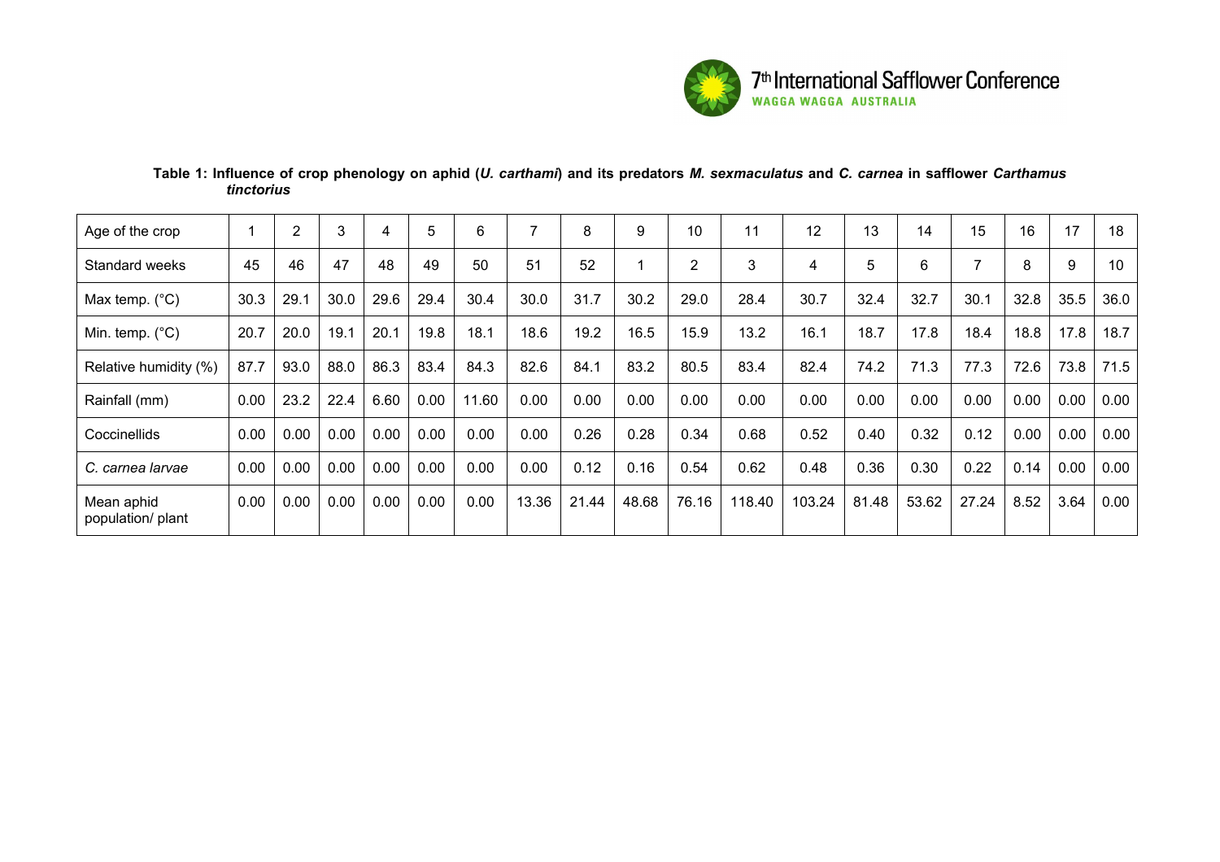**Table 1: Influence of crop phenology on aphid (*U. carthami*) and its predators *M. sexmaculatus* and *C. carnea* in safflower *Carthamus tinctorius***

| Age of the crop | 1 | 2 | 3 | 4 | 5 | 6 | 7 | 8 | 9 | 10 | 11 | 12 | 13 | 14 | 15 | 16 | 17 | 18 |
|---|---|---|---|---|---|---|---|---|---|---|---|---|---|---|---|---|---|---|
| Standard weeks | 45 | 46 | 47 | 48 | 49 | 50 | 51 | 52 | 1 | 2 | 3 | 4 | 5 | 6 | 7 | 8 | 9 | 10 |
| Max temp. (°C) | 30.3 | 29.1 | 30.0 | 29.6 | 29.4 | 30.4 | 30.0 | 31.7 | 30.2 | 29.0 | 28.4 | 30.7 | 32.4 | 32.7 | 30.1 | 32.8 | 35.5 | 36.0 |
| Min. temp. (°C) | 20.7 | 20.0 | 19.1 | 20.1 | 19.8 | 18.1 | 18.6 | 19.2 | 16.5 | 15.9 | 13.2 | 16.1 | 18.7 | 17.8 | 18.4 | 18.8 | 17.8 | 18.7 |
| Relative humidity (%) | 87.7 | 93.0 | 88.0 | 86.3 | 83.4 | 84.3 | 82.6 | 84.1 | 83.2 | 80.5 | 83.4 | 82.4 | 74.2 | 71.3 | 77.3 | 72.6 | 73.8 | 71.5 |
| Rainfall (mm) | 0.00 | 23.2 | 22.4 | 6.60 | 0.00 | 11.60 | 0.00 | 0.00 | 0.00 | 0.00 | 0.00 | 0.00 | 0.00 | 0.00 | 0.00 | 0.00 | 0.00 | 0.00 |
| Coccinellids | 0.00 | 0.00 | 0.00 | 0.00 | 0.00 | 0.00 | 0.00 | 0.26 | 0.28 | 0.34 | 0.68 | 0.52 | 0.40 | 0.32 | 0.12 | 0.00 | 0.00 | 0.00 |
| *C. carnea larvae* | 0.00 | 0.00 | 0.00 | 0.00 | 0.00 | 0.00 | 0.00 | 0.12 | 0.16 | 0.54 | 0.62 | 0.48 | 0.36 | 0.30 | 0.22 | 0.14 | 0.00 | 0.00 |
| Mean aphid population/ plant | 0.00 | 0.00 | 0.00 | 0.00 | 0.00 | 0.00 | 13.36 | 21.44 | 48.68 | 76.16 | 118.40 | 103.24 | 81.48 | 53.62 | 27.24 | 8.52 | 3.64 | 0.00 |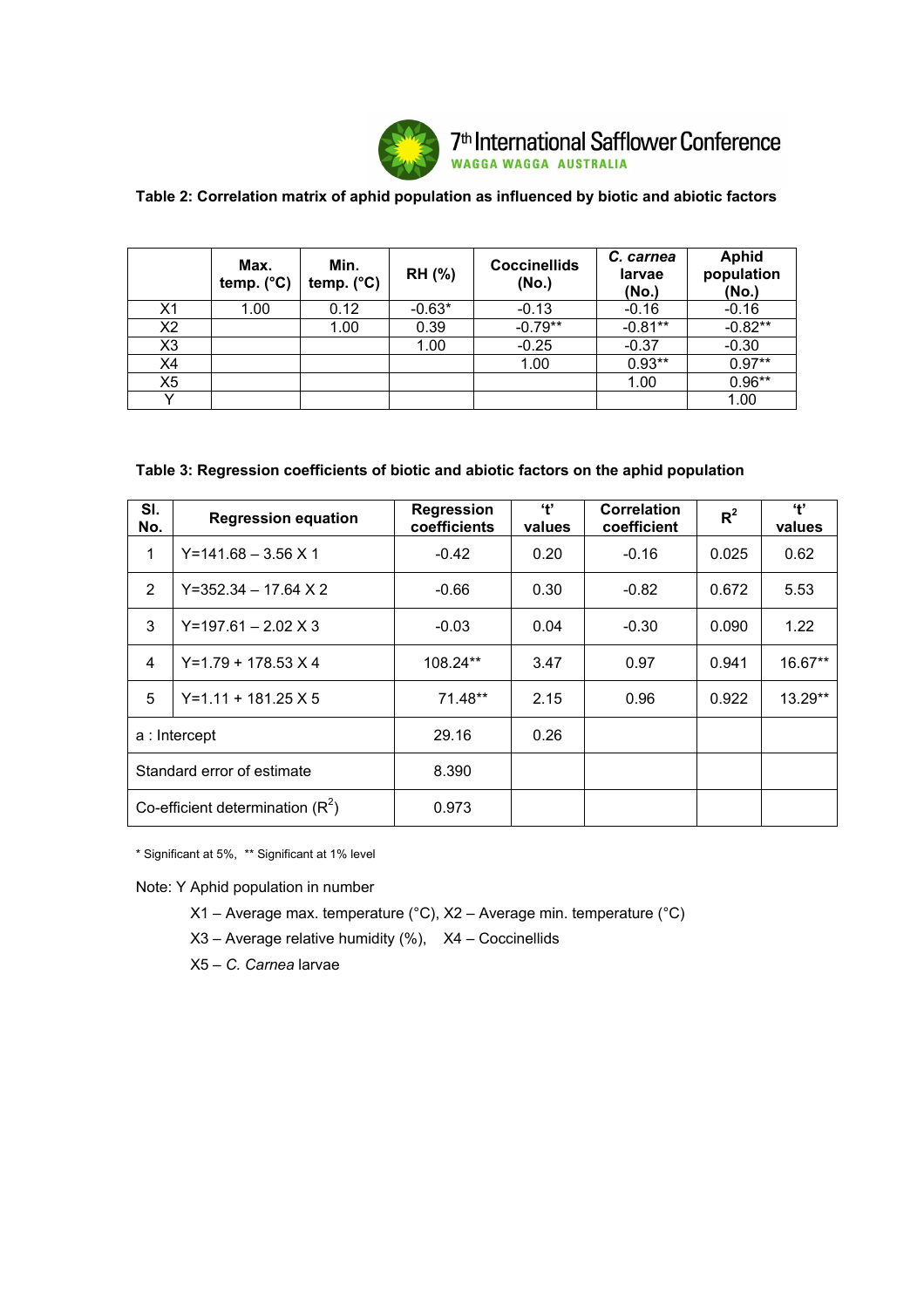**Table 2: Correlation matrix of aphid population as influenced by biotic and abiotic factors**

| | Max. temp. (°C) | Min. temp. (°C) | RH (%) | Coccinellids (No.) | *C. carnea* larvae (No.) | Aphid population (No.) |
|---|---|---|---|---|---|---|
| X1 | 1.00 | 0.12 | -0.63* | -0.13 | -0.16 | -0.16 |
| X2 | | 1.00 | 0.39 | -0.79** | -0.81** | -0.82** |
| X3 | | | 1.00 | -0.25 | -0.37 | -0.30 |
| X4 | | | | 1.00 | 0.93** | 0.97** |
| X5 | | | | | 1.00 | 0.96** |
| Y | | | | | | 1.00 |

**Table 3: Regression coefficients of biotic and abiotic factors on the aphid population**

| Sl. No. | Regression equation | Regression coefficients | 't' values | Correlation coefficient | $R^2$ | 't' values |
|---|---|---|---|---|---|---|
| 1 | Y=141.68 – 3.56 X 1 | -0.42 | 0.20 | -0.16 | 0.025 | 0.62 |
| 2 | Y=352.34 – 17.64 X 2 | -0.66 | 0.30 | -0.82 | 0.672 | 5.53 |
| 3 | Y=197.61 – 2.02 X 3 | -0.03 | 0.04 | -0.30 | 0.090 | 1.22 |
| 4 | Y=1.79 + 178.53 X 4 | 108.24** | 3.47 | 0.97 | 0.941 | 16.67** |
| 5 | Y=1.11 + 181.25 X 5 | 71.48** | 2.15 | 0.96 | 0.922 | 13.29** |
| a : Intercept | | 29.16 | 0.26 | | | |
| Standard error of estimate | | 8.390 | | | | |
| Co-efficient determination ($R^2$) | | 0.973 | | | | |

\* Significant at 5%, \*\* Significant at 1% level

Note: Y Aphid population in number

X1 – Average max. temperature (°C), X2 – Average min. temperature (°C)

X3 – Average relative humidity (%), X4 – Coccinellids

X5 – *C. Carnea* larvae